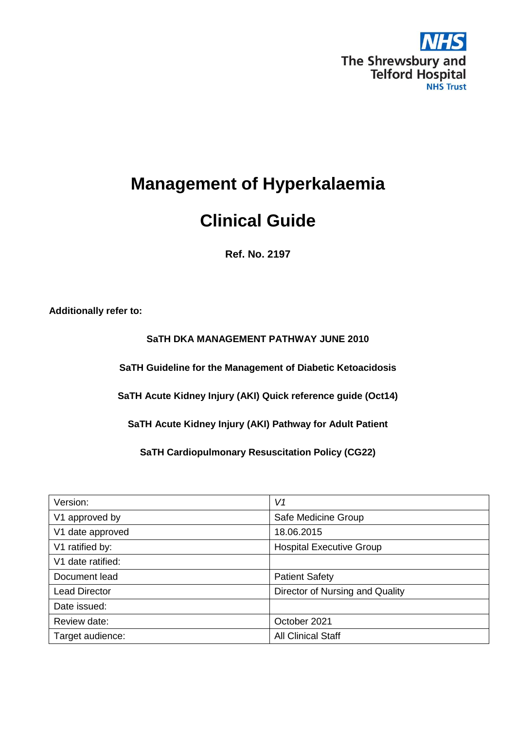NHS

The Shrewsbury and Telford Hospital
NHS Trust

# Management of Hyperkalaemia

# Clinical Guide

**Ref. No. 2197**

**Additionally refer to:**

**SaTH DKA MANAGEMENT PATHWAY JUNE 2010**

**SaTH Guideline for the Management of Diabetic Ketoacidosis**

**SaTH Acute Kidney Injury (AKI) Quick reference guide (Oct14)**

**SaTH Acute Kidney Injury (AKI) Pathway for Adult Patient**

**SaTH Cardiopulmonary Resuscitation Policy (CG22)**

| Version: | *V1* |
|---|---|
| V1 approved by | Safe Medicine Group |
| V1 date approved | 18.06.2015 |
| V1 ratified by: | Hospital Executive Group |
| V1 date ratified: | |
| Document lead | Patient Safety |
| Lead Director | Director of Nursing and Quality |
| Date issued: | |
| Review date: | October 2021 |
| Target audience: | All Clinical Staff |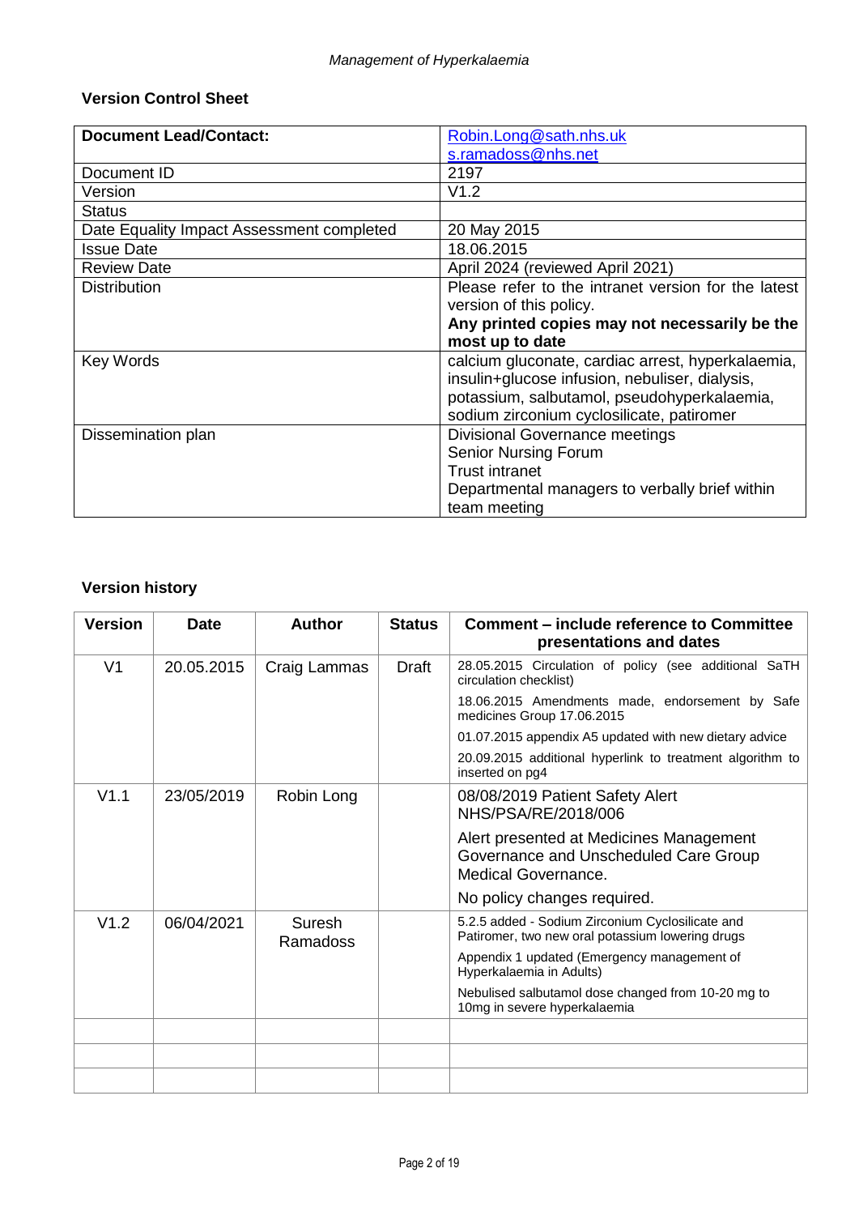## Version Control Sheet

| **Document Lead/Contact:** | Robin.Long@sath.nhs.uk<br>s.ramadoss@nhs.net |
|---|---|
| Document ID | 2197 |
| Version | V1.2 |
| Status | |
| Date Equality Impact Assessment completed | 20 May 2015 |
| Issue Date | 18.06.2015 |
| Review Date | April 2024 (reviewed April 2021) |
| Distribution | Please refer to the intranet version for the latest version of this policy.<br>**Any printed copies may not necessarily be the most up to date** |
| Key Words | calcium gluconate, cardiac arrest, hyperkalaemia, insulin+glucose infusion, nebuliser, dialysis, potassium, salbutamol, pseudohyperkalaemia, sodium zirconium cyclosilicate, patiromer |
| Dissemination plan | Divisional Governance meetings<br>Senior Nursing Forum<br>Trust intranet<br>Departmental managers to verbally brief within team meeting |

## Version history

| **Version** | **Date** | **Author** | **Status** | **Comment – include reference to Committee presentations and dates** |
|---|---|---|---|---|
| V1 | 20.05.2015 | Craig Lammas | Draft | 28.05.2015 Circulation of policy (see additional SaTH circulation checklist)<br>18.06.2015 Amendments made, endorsement by Safe medicines Group 17.06.2015<br>01.07.2015 appendix A5 updated with new dietary advice<br>20.09.2015 additional hyperlink to treatment algorithm to inserted on pg4 |
| V1.1 | 23/05/2019 | Robin Long | | 08/08/2019 Patient Safety Alert NHS/PSA/RE/2018/006<br>Alert presented at Medicines Management Governance and Unscheduled Care Group Medical Governance.<br>No policy changes required. |
| V1.2 | 06/04/2021 | Suresh Ramadoss | | 5.2.5 added - Sodium Zirconium Cyclosilicate and Patiromer, two new oral potassium lowering drugs<br>Appendix 1 updated (Emergency management of Hyperkalaemia in Adults)<br>Nebulised salbutamol dose changed from 10-20 mg to 10mg in severe hyperkalaemia |
| | | | | |
| | | | | |
| | | | | |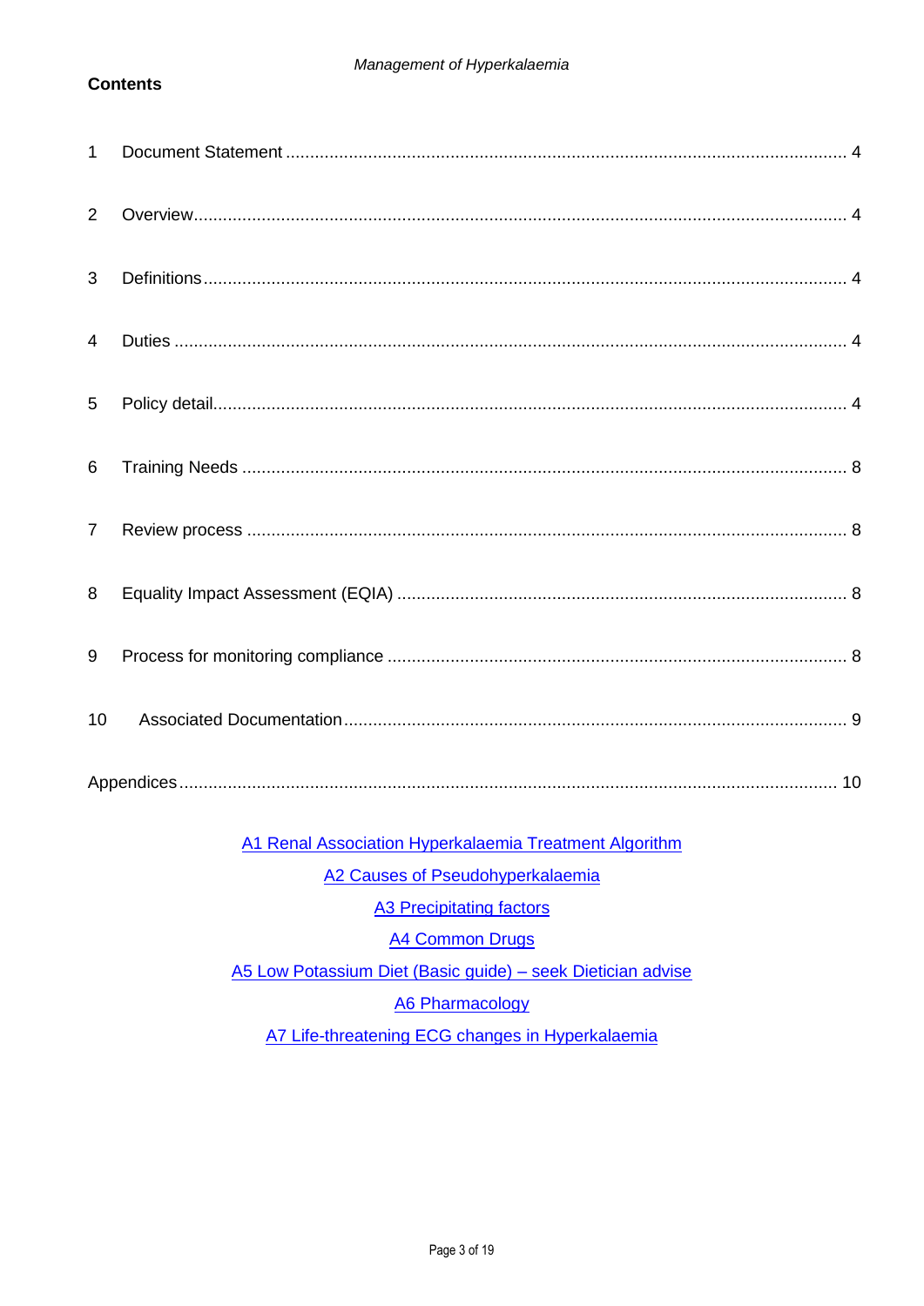**Contents**

1 Document Statement .................................................................................................................. 4

2 Overview..................................................................................................................................... 4

3 Definitions.................................................................................................................................. 4

4 Duties ........................................................................................................................................ 4

5 Policy detail................................................................................................................................ 4

6 Training Needs ........................................................................................................................... 8

7 Review process .......................................................................................................................... 8

8 Equality Impact Assessment (EQIA) ............................................................................................ 8

9 Process for monitoring compliance ............................................................................................. 8

10 Associated Documentation ...................................................................................................... 9

Appendices..................................................................................................................................... 10

A1 Renal Association Hyperkalaemia Treatment Algorithm

A2 Causes of Pseudohyperkalaemia

A3 Precipitating factors

A4 Common Drugs

A5 Low Potassium Diet (Basic guide) – seek Dietician advise

A6 Pharmacology

A7 Life-threatening ECG changes in Hyperkalaemia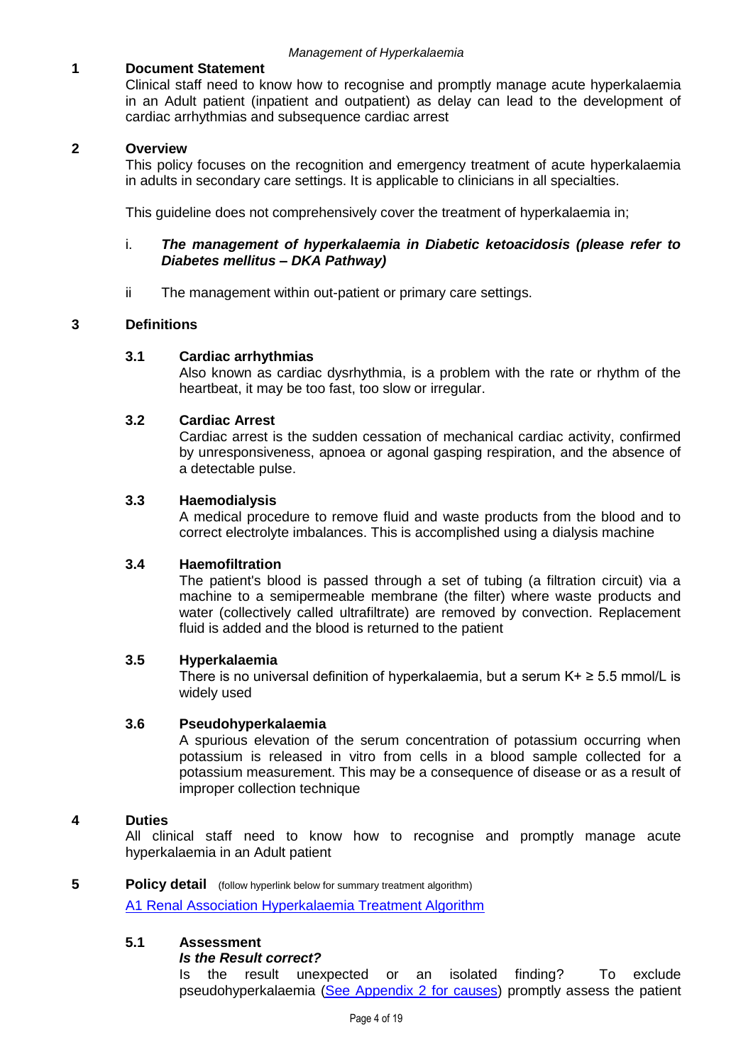## 1 Document Statement

Clinical staff need to know how to recognise and promptly manage acute hyperkalaemia in an Adult patient (inpatient and outpatient) as delay can lead to the development of cardiac arrhythmias and subsequence cardiac arrest

## 2 Overview

This policy focuses on the recognition and emergency treatment of acute hyperkalaemia in adults in secondary care settings. It is applicable to clinicians in all specialties.

This guideline does not comprehensively cover the treatment of hyperkalaemia in;

i. ***The management of hyperkalaemia in Diabetic ketoacidosis (please refer to Diabetes mellitus – DKA Pathway)***

ii The management within out-patient or primary care settings.

## 3 Definitions

### 3.1 Cardiac arrhythmias

Also known as cardiac dysrhythmia, is a problem with the rate or rhythm of the heartbeat, it may be too fast, too slow or irregular.

### 3.2 Cardiac Arrest

Cardiac arrest is the sudden cessation of mechanical cardiac activity, confirmed by unresponsiveness, apnoea or agonal gasping respiration, and the absence of a detectable pulse.

### 3.3 Haemodialysis

A medical procedure to remove fluid and waste products from the blood and to correct electrolyte imbalances. This is accomplished using a dialysis machine

### 3.4 Haemofiltration

The patient's blood is passed through a set of tubing (a filtration circuit) via a machine to a semipermeable membrane (the filter) where waste products and water (collectively called ultrafiltrate) are removed by convection. Replacement fluid is added and the blood is returned to the patient

### 3.5 Hyperkalaemia

There is no universal definition of hyperkalaemia, but a serum $K^+ \geq 5.5$ mmol/L is widely used

### 3.6 Pseudohyperkalaemia

A spurious elevation of the serum concentration of potassium occurring when potassium is released in vitro from cells in a blood sample collected for a potassium measurement. This may be a consequence of disease or as a result of improper collection technique

## 4 Duties

All clinical staff need to know how to recognise and promptly manage acute hyperkalaemia in an Adult patient

## 5 Policy detail (follow hyperlink below for summary treatment algorithm)

A1 Renal Association Hyperkalaemia Treatment Algorithm

### 5.1 Assessment

***Is the Result correct?***

Is the result unexpected or an isolated finding? To exclude pseudohyperkalaemia (See Appendix 2 for causes) promptly assess the patient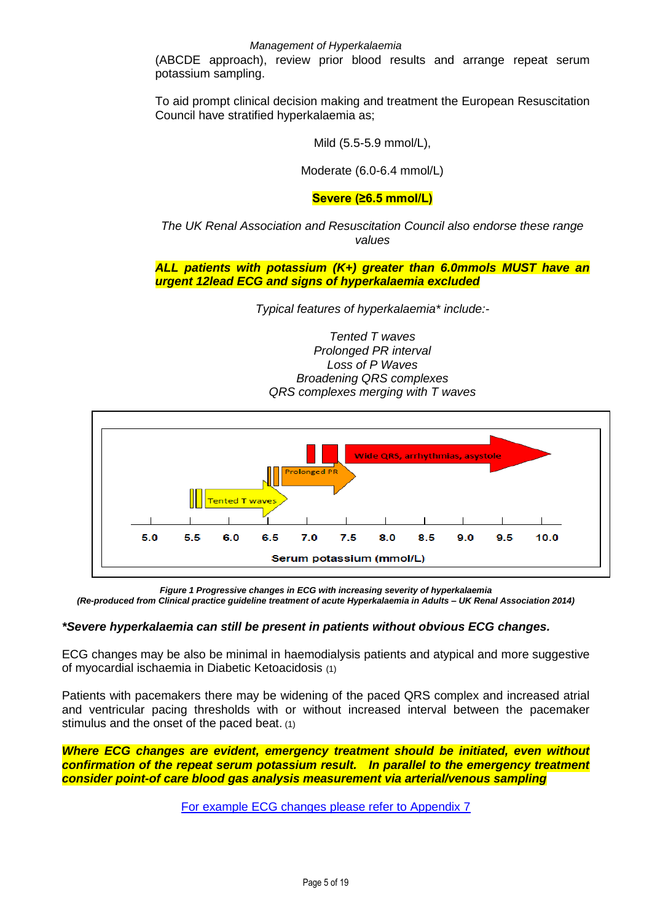(ABCDE approach), review prior blood results and arrange repeat serum potassium sampling.

To aid prompt clinical decision making and treatment the European Resuscitation Council have stratified hyperkalaemia as;

Mild (5.5-5.9 mmol/L),

Moderate (6.0-6.4 mmol/L)

**Severe (≥6.5 mmol/L)**

*The UK Renal Association and Resuscitation Council also endorse these range values*

***ALL patients with potassium (K+) greater than 6.0mmols MUST have an urgent 12lead ECG and signs of hyperkalaemia excluded***

*Typical features of hyperkalaemia\* include:-*

*Tented T waves*
*Prolonged PR interval*
*Loss of P Waves*
*Broadening QRS complexes*
*QRS complexes merging with T waves*

Tented T waves
Prolonged PR
Wide QRS, arrhythmias, asystole
5.0 5.5 6.0 6.5 7.0 7.5 8.0 8.5 9.0 9.5 10.0
Serum potassium (mmol/L)

***Figure 1 Progressive changes in ECG with increasing severity of hyperkalaemia***
***(Re-produced from Clinical practice guideline treatment of acute Hyperkalaemia in Adults – UK Renal Association 2014)***

***\*Severe hyperkalaemia can still be present in patients without obvious ECG changes.***

ECG changes may be also be minimal in haemodialysis patients and atypical and more suggestive of myocardial ischaemia in Diabetic Ketoacidosis (1)

Patients with pacemakers there may be widening of the paced QRS complex and increased atrial and ventricular pacing thresholds with or without increased interval between the pacemaker stimulus and the onset of the paced beat. (1)

***Where ECG changes are evident, emergency treatment should be initiated, even without confirmation of the repeat serum potassium result. In parallel to the emergency treatment consider point-of care blood gas analysis measurement via arterial/venous sampling***

For example ECG changes please refer to Appendix 7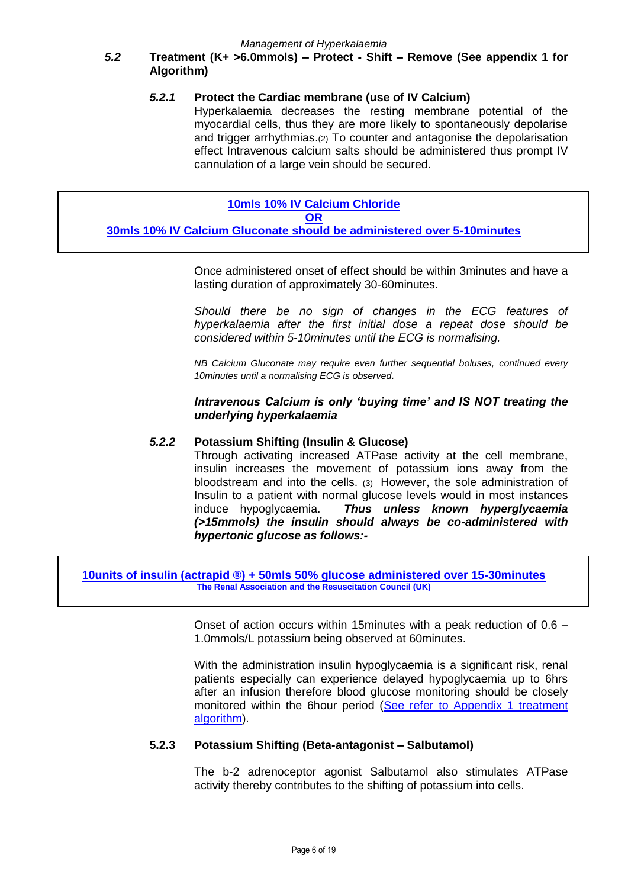### *5.2* Treatment (K+ >6.0mmols) – Protect - Shift – Remove (See appendix 1 for Algorithm)

#### *5.2.1* Protect the Cardiac membrane (use of IV Calcium)

Hyperkalaemia decreases the resting membrane potential of the myocardial cells, thus they are more likely to spontaneously depolarise and trigger arrhythmias.[2] To counter and antagonise the depolarisation effect Intravenous calcium salts should be administered thus prompt IV cannulation of a large vein should be secured.

> **10mls 10% IV Calcium Chloride**
> **OR**
> **30mls 10% IV Calcium Gluconate should be administered over 5-10minutes**

Once administered onset of effect should be within 3minutes and have a lasting duration of approximately 30-60minutes.

*Should there be no sign of changes in the ECG features of hyperkalaemia after the first initial dose a repeat dose should be considered within 5-10minutes until the ECG is normalising.*

*NB Calcium Gluconate may require even further sequential boluses, continued every 10minutes until a normalising ECG is observed.*

***Intravenous Calcium is only 'buying time' and IS NOT treating the underlying hyperkalaemia***

#### *5.2.2* Potassium Shifting (Insulin & Glucose)

Through activating increased ATPase activity at the cell membrane, insulin increases the movement of potassium ions away from the bloodstream and into the cells. [3] However, the sole administration of Insulin to a patient with normal glucose levels would in most instances induce hypoglycaemia. ***Thus unless known hyperglycaemia (>15mmols) the insulin should always be co-administered with hypertonic glucose as follows:-***

> **10units of insulin (actrapid ®) + 50mls 50% glucose administered over 15-30minutes**
> **The Renal Association and the Resuscitation Council (UK)**

Onset of action occurs within 15minutes with a peak reduction of 0.6 – 1.0mmols/L potassium being observed at 60minutes.

With the administration insulin hypoglycaemia is a significant risk, renal patients especially can experience delayed hypoglycaemia up to 6hrs after an infusion therefore blood glucose monitoring should be closely monitored within the 6hour period (See refer to Appendix 1 treatment algorithm).

#### 5.2.3 Potassium Shifting (Beta-antagonist – Salbutamol)

The b-2 adrenoceptor agonist Salbutamol also stimulates ATPase activity thereby contributes to the shifting of potassium into cells.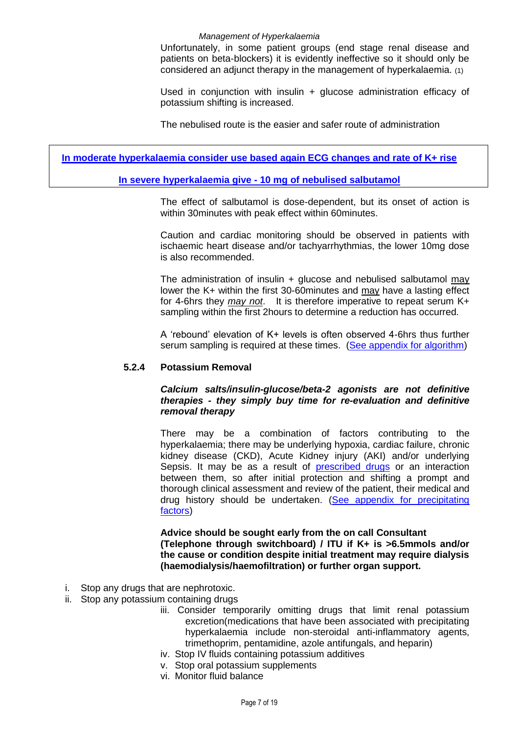Unfortunately, in some patient groups (end stage renal disease and patients on beta-blockers) it is evidently ineffective so it should only be considered an adjunct therapy in the management of hyperkalaemia. (1)

Used in conjunction with insulin + glucose administration efficacy of potassium shifting is increased.

The nebulised route is the easier and safer route of administration

**In moderate hyperkalaemia consider use based again ECG changes and rate of K+ rise**

**In severe hyperkalaemia give - 10 mg of nebulised salbutamol**

The effect of salbutamol is dose-dependent, but its onset of action is within 30minutes with peak effect within 60minutes.

Caution and cardiac monitoring should be observed in patients with ischaemic heart disease and/or tachyarrhythmias, the lower 10mg dose is also recommended.

The administration of insulin + glucose and nebulised salbutamol may lower the K+ within the first 30-60minutes and may have a lasting effect for 4-6hrs they *may not*. It is therefore imperative to repeat serum K+ sampling within the first 2hours to determine a reduction has occurred.

A 'rebound' elevation of K+ levels is often observed 4-6hrs thus further serum sampling is required at these times. (See appendix for algorithm)

### 5.2.4 Potassium Removal

***Calcium salts/insulin-glucose/beta-2 agonists are not definitive therapies - they simply buy time for re-evaluation and definitive removal therapy***

There may be a combination of factors contributing to the hyperkalaemia; there may be underlying hypoxia, cardiac failure, chronic kidney disease (CKD), Acute Kidney injury (AKI) and/or underlying Sepsis. It may be as a result of prescribed drugs or an interaction between them, so after initial protection and shifting a prompt and thorough clinical assessment and review of the patient, their medical and drug history should be undertaken. (See appendix for precipitating factors)

**Advice should be sought early from the on call Consultant (Telephone through switchboard) / ITU if K+ is >6.5mmols and/or the cause or condition despite initial treatment may require dialysis (haemodialysis/haemofiltration) or further organ support.**

i. Stop any drugs that are nephrotoxic.
ii. Stop any potassium containing drugs
iii. Consider temporarily omitting drugs that limit renal potassium excretion(medications that have been associated with precipitating hyperkalaemia include non-steroidal anti-inflammatory agents, trimethoprim, pentamidine, azole antifungals, and heparin)
iv. Stop IV fluids containing potassium additives
v. Stop oral potassium supplements
vi. Monitor fluid balance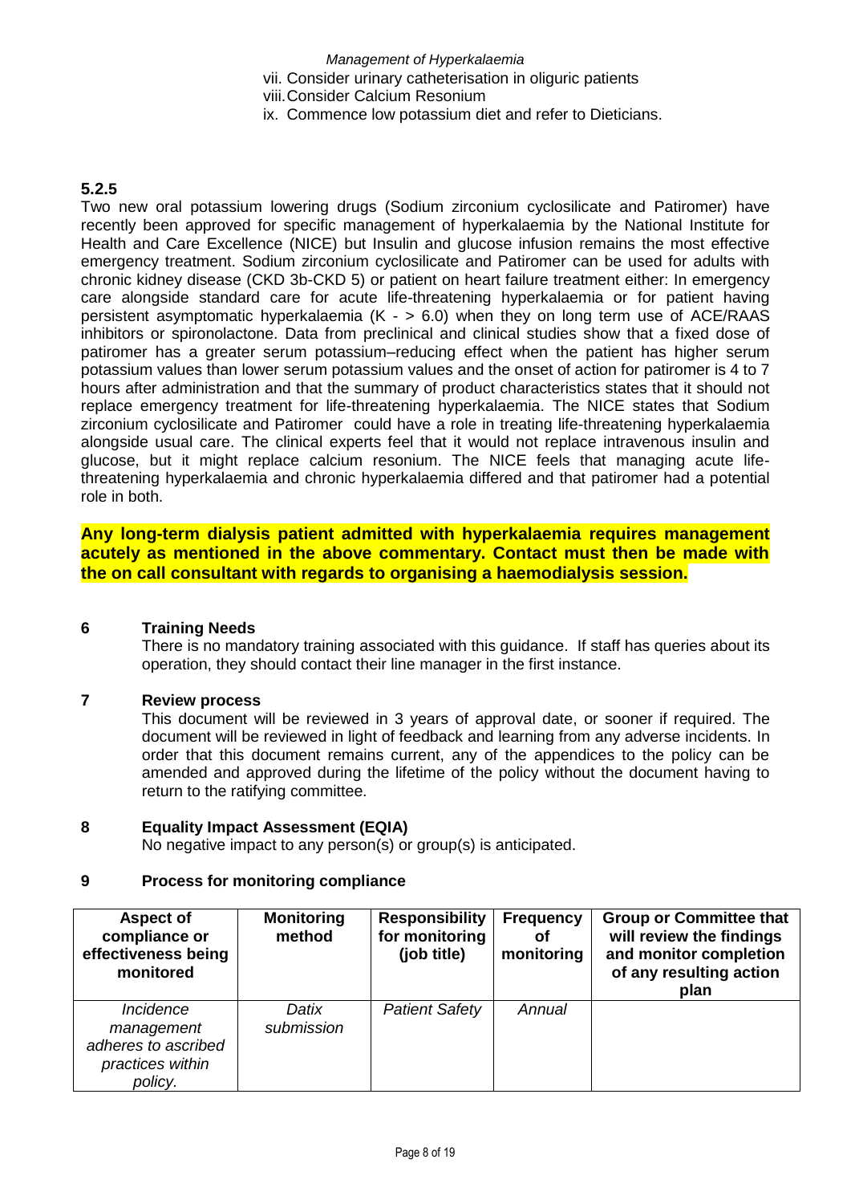vii. Consider urinary catheterisation in oliguric patients
viii. Consider Calcium Resonium
ix. Commence low potassium diet and refer to Dieticians.

### 5.2.5

Two new oral potassium lowering drugs (Sodium zirconium cyclosilicate and Patiromer) have recently been approved for specific management of hyperkalaemia by the National Institute for Health and Care Excellence (NICE) but Insulin and glucose infusion remains the most effective emergency treatment. Sodium zirconium cyclosilicate and Patiromer can be used for adults with chronic kidney disease (CKD 3b-CKD 5) or patient on heart failure treatment either: In emergency care alongside standard care for acute life-threatening hyperkalaemia or for patient having persistent asymptomatic hyperkalaemia (K - > 6.0) when they on long term use of ACE/RAAS inhibitors or spironolactone. Data from preclinical and clinical studies show that a fixed dose of patiromer has a greater serum potassium–reducing effect when the patient has higher serum potassium values than lower serum potassium values and the onset of action for patiromer is 4 to 7 hours after administration and that the summary of product characteristics states that it should not replace emergency treatment for life-threatening hyperkalaemia. The NICE states that Sodium zirconium cyclosilicate and Patiromer could have a role in treating life-threatening hyperkalaemia alongside usual care. The clinical experts feel that it would not replace intravenous insulin and glucose, but it might replace calcium resonium. The NICE feels that managing acute life-threatening hyperkalaemia and chronic hyperkalaemia differed and that patiromer had a potential role in both.

**Any long-term dialysis patient admitted with hyperkalaemia requires management acutely as mentioned in the above commentary. Contact must then be made with the on call consultant with regards to organising a haemodialysis session.**

## 6 Training Needs

There is no mandatory training associated with this guidance. If staff has queries about its operation, they should contact their line manager in the first instance.

## 7 Review process

This document will be reviewed in 3 years of approval date, or sooner if required. The document will be reviewed in light of feedback and learning from any adverse incidents. In order that this document remains current, any of the appendices to the policy can be amended and approved during the lifetime of the policy without the document having to return to the ratifying committee.

## 8 Equality Impact Assessment (EQIA)

No negative impact to any person(s) or group(s) is anticipated.

## 9 Process for monitoring compliance

| Aspect of compliance or effectiveness being monitored | Monitoring method | Responsibility for monitoring (job title) | Frequency of monitoring | Group or Committee that will review the findings and monitor completion of any resulting action plan |
|---|---|---|---|---|
| *Incidence management adheres to ascribed practices within policy.* | *Datix submission* | *Patient Safety* | *Annual* | |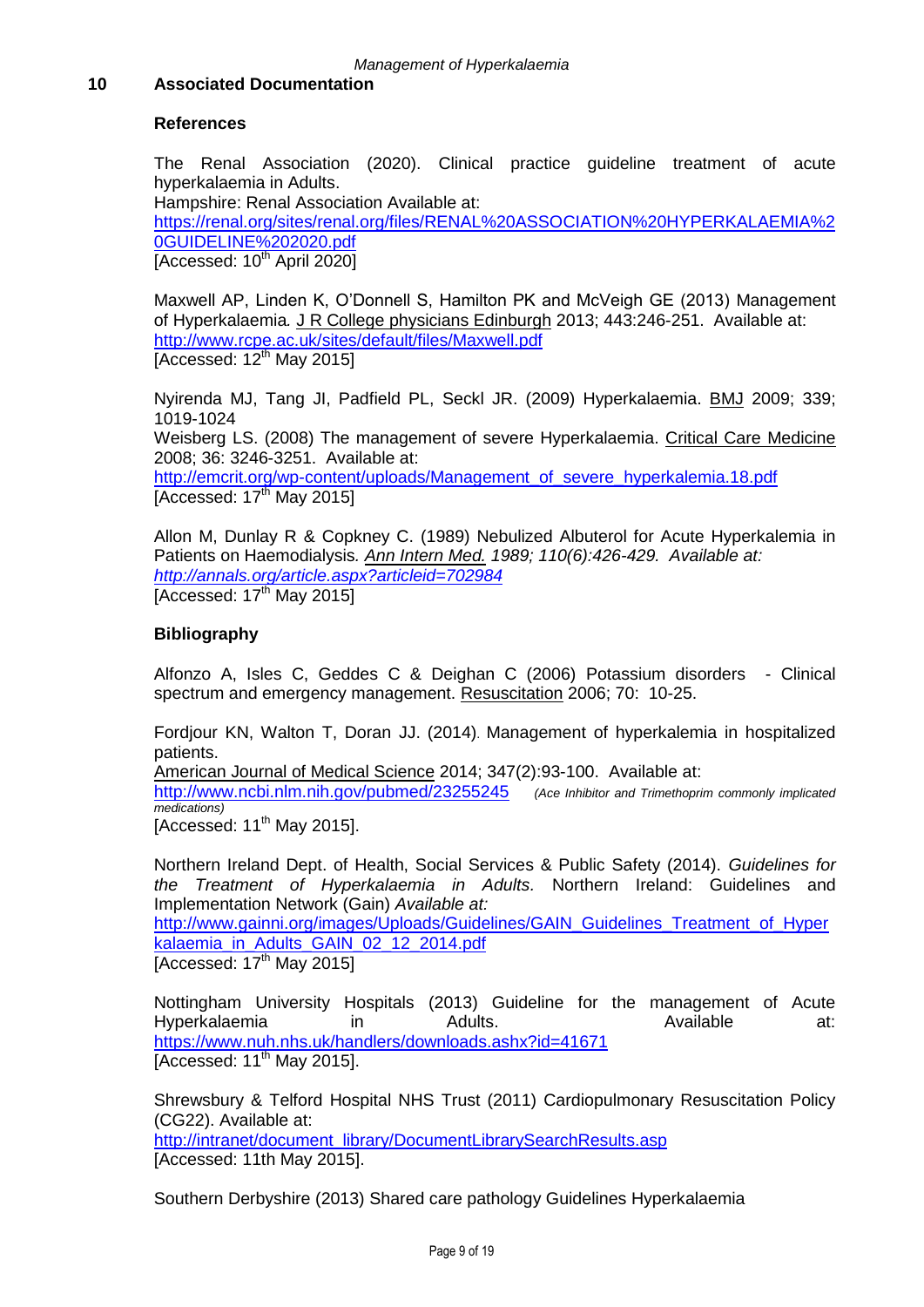## 10 Associated Documentation

### References

The Renal Association (2020). Clinical practice guideline treatment of acute hyperkalaemia in Adults.
Hampshire: Renal Association Available at:
https://renal.org/sites/renal.org/files/RENAL%20ASSOCIATION%20HYPERKALAEMIA%20GUIDELINE%202020.pdf
[Accessed: 10th April 2020]

Maxwell AP, Linden K, O'Donnell S, Hamilton PK and McVeigh GE (2013) Management of Hyperkalaemia. J R College physicians Edinburgh 2013; 443:246-251. Available at:
http://www.rcpe.ac.uk/sites/default/files/Maxwell.pdf
[Accessed: 12th May 2015]

Nyirenda MJ, Tang JI, Padfield PL, Seckl JR. (2009) Hyperkalaemia. BMJ 2009; 339; 1019-1024
Weisberg LS. (2008) The management of severe Hyperkalaemia. Critical Care Medicine 2008; 36: 3246-3251. Available at:
http://emcrit.org/wp-content/uploads/Management_of_severe_hyperkalemia.18.pdf
[Accessed: 17th May 2015]

Allon M, Dunlay R & Copkney C. (1989) Nebulized Albuterol for Acute Hyperkalemia in Patients on Haemodialysis. *Ann Intern Med. 1989; 110(6):426-429. Available at:*
*http://annals.org/article.aspx?articleid=702984*
[Accessed: 17th May 2015]

### Bibliography

Alfonzo A, Isles C, Geddes C & Deighan C (2006) Potassium disorders - Clinical spectrum and emergency management. Resuscitation 2006; 70: 10-25.

Fordjour KN, Walton T, Doran JJ. (2014). Management of hyperkalemia in hospitalized patients.
American Journal of Medical Science 2014; 347(2):93-100. Available at:
http://www.ncbi.nlm.nih.gov/pubmed/23255245 *(Ace Inhibitor and Trimethoprim commonly implicated medications)*
[Accessed: 11th May 2015].

Northern Ireland Dept. of Health, Social Services & Public Safety (2014). *Guidelines for the Treatment of Hyperkalaemia in Adults.* Northern Ireland: Guidelines and Implementation Network (Gain) *Available at:*
http://www.gainni.org/images/Uploads/Guidelines/GAIN_Guidelines_Treatment_of_Hyperkalaemia_in_Adults_GAIN_02_12_2014.pdf
[Accessed: 17th May 2015]

Nottingham University Hospitals (2013) Guideline for the management of Acute Hyperkalaemia in Adults. Available at:
https://www.nuh.nhs.uk/handlers/downloads.ashx?id=41671
[Accessed: 11th May 2015].

Shrewsbury & Telford Hospital NHS Trust (2011) Cardiopulmonary Resuscitation Policy (CG22). Available at:
http://intranet/document_library/DocumentLibrarySearchResults.asp
[Accessed: 11th May 2015].

Southern Derbyshire (2013) Shared care pathology Guidelines Hyperkalaemia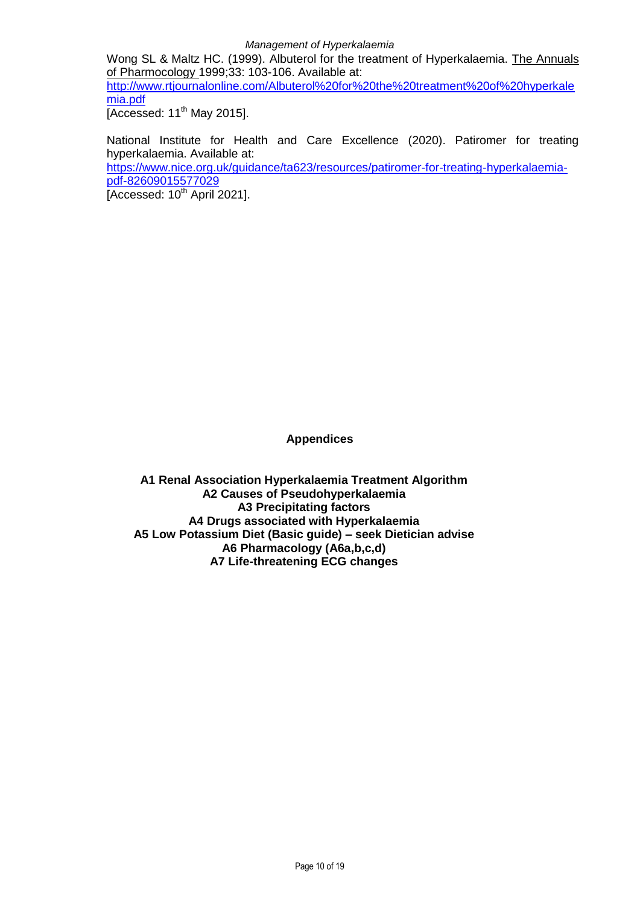Wong SL & Maltz HC. (1999). Albuterol for the treatment of Hyperkalaemia. The Annuals of Pharmocology 1999;33: 103-106. Available at: http://www.rtjournalonline.com/Albuterol%20for%20the%20treatment%20of%20hyperkalemia.pdf
[Accessed: 11th May 2015].

National Institute for Health and Care Excellence (2020). Patiromer for treating hyperkalaemia. Available at: https://www.nice.org.uk/guidance/ta623/resources/patiromer-for-treating-hyperkalaemia-pdf-82609015577029
[Accessed: 10th April 2021].

## Appendices

**A1 Renal Association Hyperkalaemia Treatment Algorithm**
**A2 Causes of Pseudohyperkalaemia**
**A3 Precipitating factors**
**A4 Drugs associated with Hyperkalaemia**
**A5 Low Potassium Diet (Basic guide) – seek Dietician advise**
**A6 Pharmacology (A6a,b,c,d)**
**A7 Life-threatening ECG changes**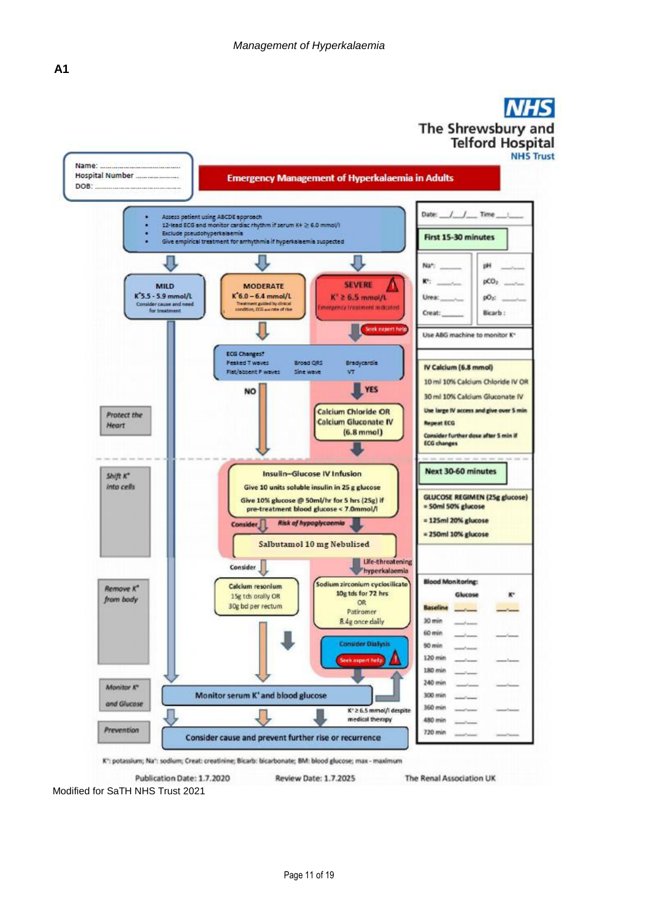Management of Hyperkalaemia

**A1**

**NHS**
**The Shrewsbury and Telford Hospital**
**NHS Trust**

Name: ……………………………
Hospital Number ………………
DOB: ……………………………

## Emergency Management of Hyperkalaemia in Adults

- Assess patient using ABCDE approach
- 12-lead ECG and monitor cardiac rhythm if serum K+ ≥ 6.0 mmol/l
- Exclude pseudohyperkalaemia
- Give empirical treatment for arrhythmia if hyperkalaemia suspected

**MILD**
$K^+$ 5.5 - 5.9 mmol/L
Consider cause and need for treatment

**MODERATE**
$K^+$ 6.0 – 6.4 mmol/L
Treatment guided by clinical condition, ECG and rate of rise

**SEVERE**
$K^+$ ≥ 6.5 mmol/L
Emergency treatment indicated

Seek expert help

**ECG Changes?**
Peaked T waves, Flat/absent P waves, Broad QRS, Sine wave, Bradycardia, VT

NO / YES

*Protect the Heart*

**Calcium Chloride OR Calcium Gluconate IV (6.8 mmol)**

*Shift $K^+$ into cells*

**Insulin–Glucose IV Infusion**
Give 10 units soluble insulin in 25 g glucose
Give 10% glucose @ 50ml/hr for 5 hrs (25g) if pre-treatment blood glucose < 7.0mmol/l

Consider — *Risk of hypoglycaemia*

**Salbutamol 10 mg Nebulised**

Consider — Life-threatening hyperkalaemia

*Remove $K^+$ from body*

**Calcium resonium**
15g tds orally OR
30g bd per rectum

**Sodium zirconium cyclosilicate**
10g tds for 72 hrs
OR
Patiromer
8.4g once daily

Consider Dialysis — Seek expert help

*Monitor $K^+$ and Glucose*

**Monitor serum $K^+$ and blood glucose**

$K^+$ ≥ 6.5 mmol/l despite medical therapy

*Prevention*

**Consider cause and prevent further rise or recurrence**

Date: \_\_/\_\_/\_\_ Time \_\_:\_\_

**First 15-30 minutes**

| | |
|---|---|
| $Na^+$: \_\_\_\_ | pH \_\_.\_\_ |
| $K^+$: \_\_.\_\_ | $pCO_2$ \_\_.\_\_ |
| Urea: \_\_.\_\_ | $pO_2$: \_\_.\_\_ |
| Creat: \_\_\_\_ | Bicarb: |

Use ABG machine to monitor $K^+$

**IV Calcium (6.8 mmol)**
10 ml 10% Calcium Chloride IV OR
30 ml 10% Calcium Gluconate IV
Use large IV access and give over 5 min
Repeat ECG
Consider further dose after 5 min if ECG changes

**Next 30-60 minutes**

**GLUCOSE REGIMEN (25g glucose)**
= 50ml 50% glucose
= 125ml 20% glucose
= 250ml 10% glucose

**Blood Monitoring:**

| | Glucose | $K^+$ |
|---|---|---|
| **Baseline** | \_\_.\_\_ | \_\_.\_\_ |
| 30 min | \_\_.\_\_ | |
| 60 min | \_\_.\_\_ | \_\_.\_\_ |
| 90 min | \_\_.\_\_ | |
| 120 min | \_\_.\_\_ | \_\_.\_\_ |
| 180 min | \_\_.\_\_ | |
| 240 min | \_\_.\_\_ | \_\_.\_\_ |
| 300 min | \_\_.\_\_ | |
| 360 min | \_\_.\_\_ | \_\_.\_\_ |
| 480 min | \_\_.\_\_ | |
| 720 min | \_\_.\_\_ | \_\_.\_\_ |

$K^+$: potassium; $Na^+$: sodium; Creat: creatinine; Bicarb: bicarbonate; BM: blood glucose; max - maximum

Publication Date: 1.7.2020 Review Date: 1.7.2025 The Renal Association UK

Modified for SaTH NHS Trust 2021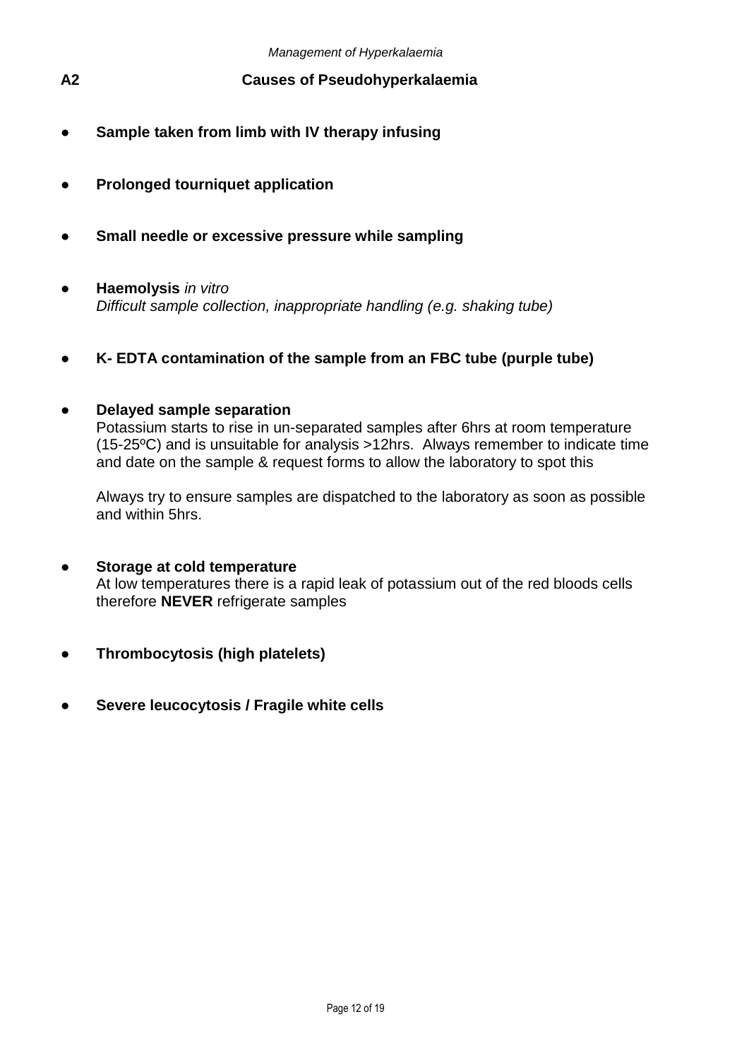## A2 Causes of Pseudohyperkalaemia

- **Sample taken from limb with IV therapy infusing**

- **Prolonged tourniquet application**

- **Small needle or excessive pressure while sampling**

- **Haemolysis** *in vitro*
  *Difficult sample collection, inappropriate handling (e.g. shaking tube)*

- **K- EDTA contamination of the sample from an FBC tube (purple tube)**

- **Delayed sample separation**
  Potassium starts to rise in un-separated samples after 6hrs at room temperature (15-25ºC) and is unsuitable for analysis >12hrs. Always remember to indicate time and date on the sample & request forms to allow the laboratory to spot this

  Always try to ensure samples are dispatched to the laboratory as soon as possible and within 5hrs.

- **Storage at cold temperature**
  At low temperatures there is a rapid leak of potassium out of the red bloods cells therefore **NEVER** refrigerate samples

- **Thrombocytosis (high platelets)**

- **Severe leucocytosis / Fragile white cells**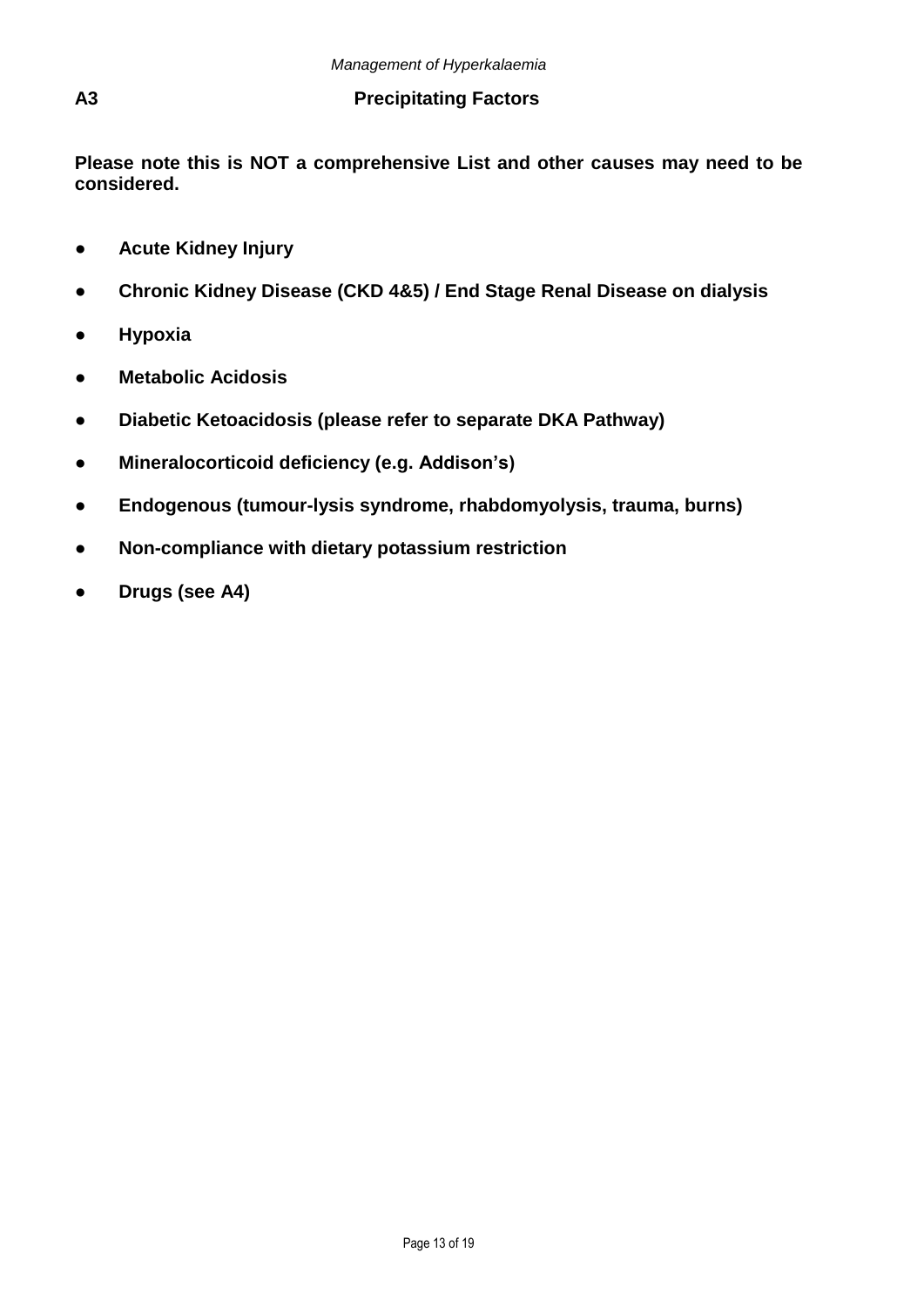## A3 Precipitating Factors

**Please note this is NOT a comprehensive List and other causes may need to be considered.**

- **Acute Kidney Injury**
- **Chronic Kidney Disease (CKD 4&5) / End Stage Renal Disease on dialysis**
- **Hypoxia**
- **Metabolic Acidosis**
- **Diabetic Ketoacidosis (please refer to separate DKA Pathway)**
- **Mineralocorticoid deficiency (e.g. Addison's)**
- **Endogenous (tumour-lysis syndrome, rhabdomyolysis, trauma, burns)**
- **Non-compliance with dietary potassium restriction**
- **Drugs (see A4)**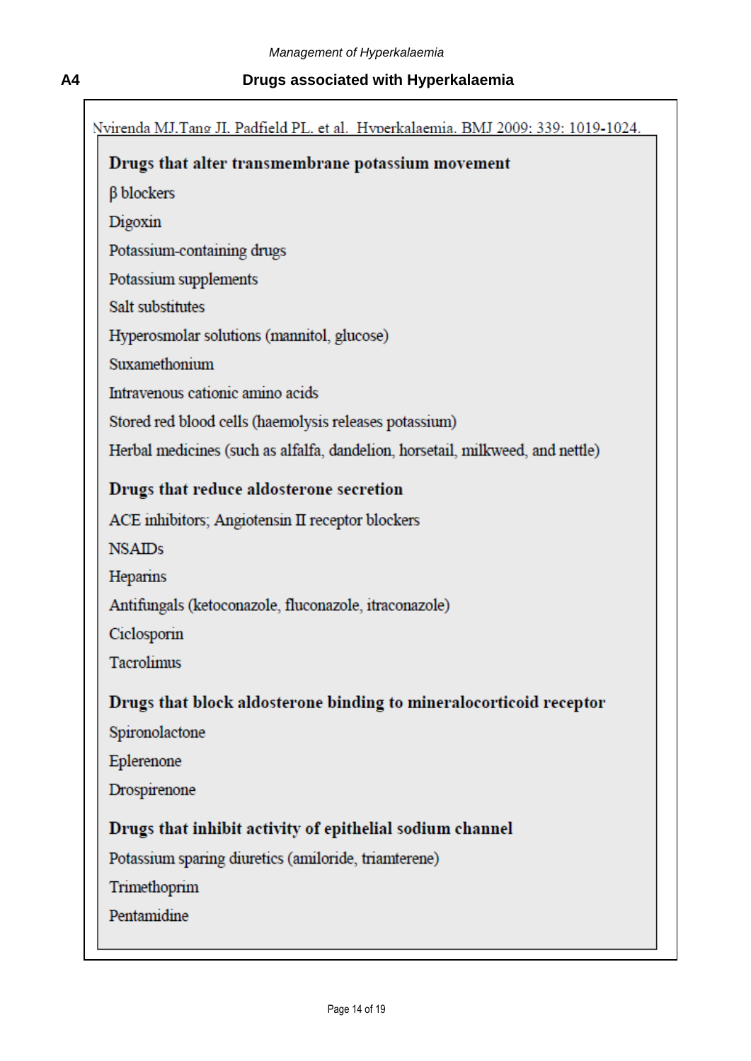## A4 Drugs associated with Hyperkalaemia

Nyirenda MJ, Tang JI, Padfield PL, et al. Hyperkalaemia. BMJ 2009; 339: 1019-1024.

**Drugs that alter transmembrane potassium movement**

β blockers

Digoxin

Potassium-containing drugs

Potassium supplements

Salt substitutes

Hyperosmolar solutions (mannitol, glucose)

Suxamethonium

Intravenous cationic amino acids

Stored red blood cells (haemolysis releases potassium)

Herbal medicines (such as alfalfa, dandelion, horsetail, milkweed, and nettle)

**Drugs that reduce aldosterone secretion**

ACE inhibitors; Angiotensin II receptor blockers

NSAIDs

Heparins

Antifungals (ketoconazole, fluconazole, itraconazole)

Ciclosporin

Tacrolimus

**Drugs that block aldosterone binding to mineralocorticoid receptor**

Spironolactone

Eplerenone

Drospirenone

**Drugs that inhibit activity of epithelial sodium channel**

Potassium sparing diuretics (amiloride, triamterene)

Trimethoprim

Pentamidine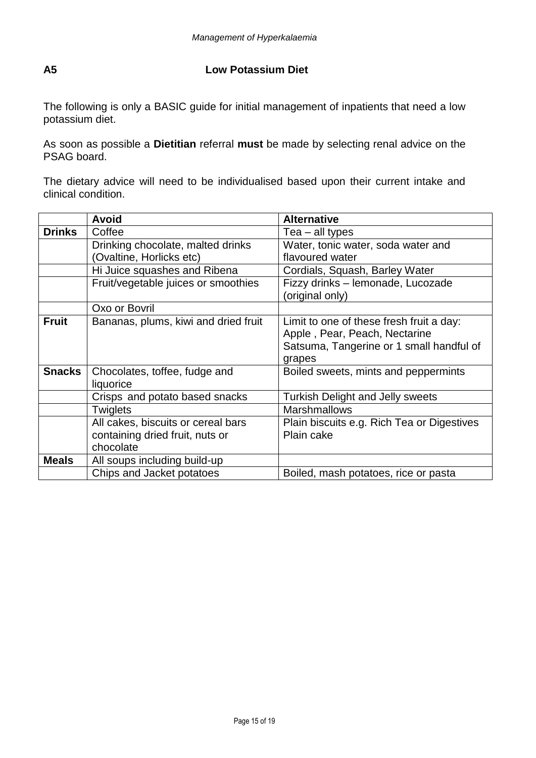## A5 Low Potassium Diet

The following is only a BASIC guide for initial management of inpatients that need a low potassium diet.

As soon as possible a **Dietitian** referral **must** be made by selecting renal advice on the PSAG board.

The dietary advice will need to be individualised based upon their current intake and clinical condition.

| | **Avoid** | **Alternative** |
|---|---|---|
| **Drinks** | Coffee | Tea – all types |
| | Drinking chocolate, malted drinks (Ovaltine, Horlicks etc) | Water, tonic water, soda water and flavoured water |
| | Hi Juice squashes and Ribena | Cordials, Squash, Barley Water |
| | Fruit/vegetable juices or smoothies | Fizzy drinks – lemonade, Lucozade (original only) |
| | Oxo or Bovril | |
| **Fruit** | Bananas, plums, kiwi and dried fruit | Limit to one of these fresh fruit a day: Apple , Pear, Peach, Nectarine Satsuma, Tangerine or 1 small handful of grapes |
| **Snacks** | Chocolates, toffee, fudge and liquorice | Boiled sweets, mints and peppermints |
| | Crisps and potato based snacks | Turkish Delight and Jelly sweets |
| | Twiglets | Marshmallows |
| | All cakes, biscuits or cereal bars containing dried fruit, nuts or chocolate | Plain biscuits e.g. Rich Tea or Digestives Plain cake |
| **Meals** | All soups including build-up | |
| | Chips and Jacket potatoes | Boiled, mash potatoes, rice or pasta |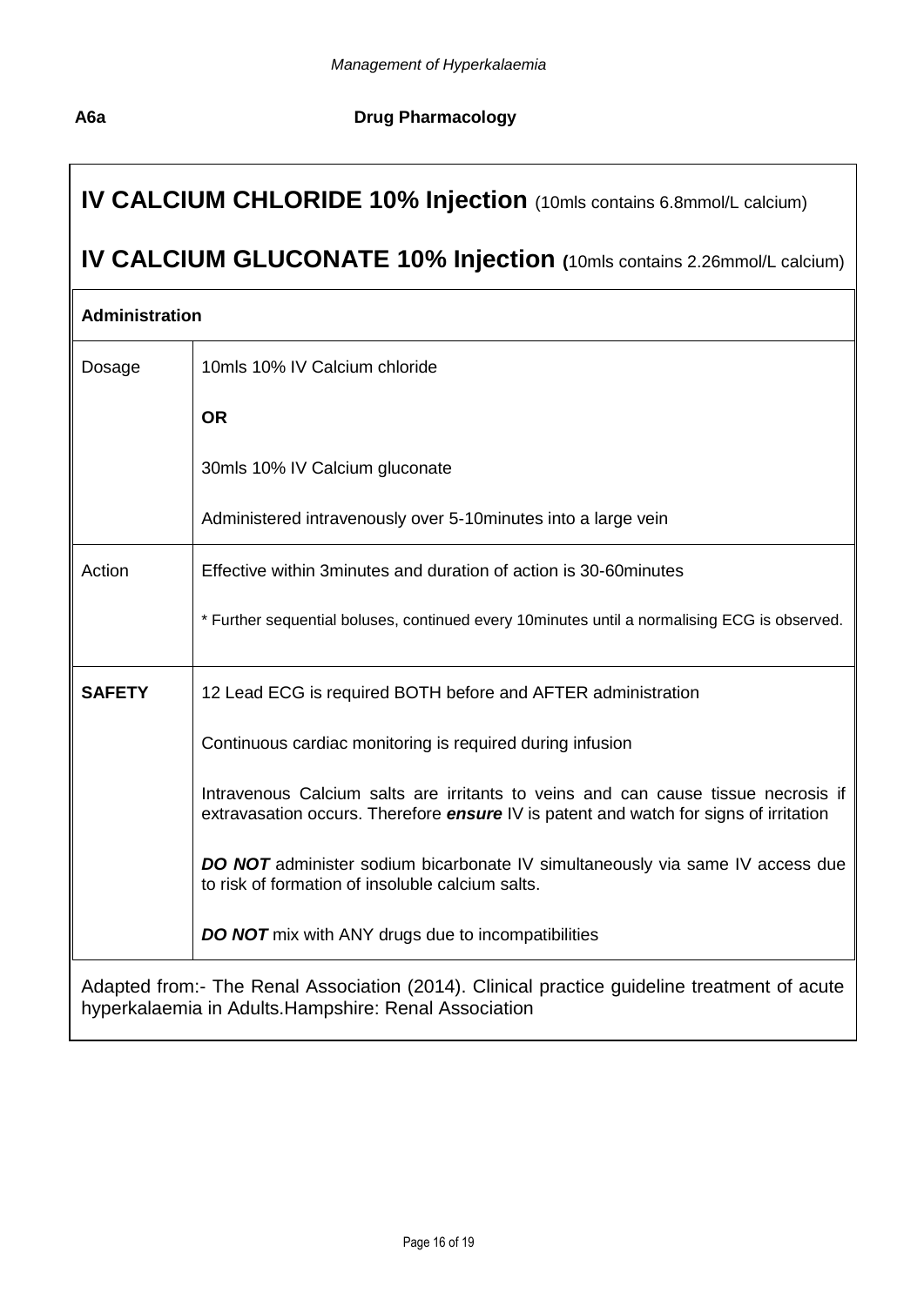**A6a** **Drug Pharmacology**

## IV CALCIUM CHLORIDE 10% Injection (10mls contains 6.8mmol/L calcium)

## IV CALCIUM GLUCONATE 10% Injection (10mls contains 2.26mmol/L calcium)

| **Administration** | |
|---|---|
| Dosage | 10mls 10% IV Calcium chloride<br><br>**OR**<br><br>30mls 10% IV Calcium gluconate<br><br>Administered intravenously over 5-10minutes into a large vein |
| Action | Effective within 3minutes and duration of action is 30-60minutes<br><br>* Further sequential boluses, continued every 10minutes until a normalising ECG is observed. |
| **SAFETY** | 12 Lead ECG is required BOTH before and AFTER administration<br><br>Continuous cardiac monitoring is required during infusion<br><br>Intravenous Calcium salts are irritants to veins and can cause tissue necrosis if extravasation occurs. Therefore ***ensure*** IV is patent and watch for signs of irritation<br><br>***DO NOT*** administer sodium bicarbonate IV simultaneously via same IV access due to risk of formation of insoluble calcium salts.<br><br>***DO NOT*** mix with ANY drugs due to incompatibilities |

Adapted from:- The Renal Association (2014). Clinical practice guideline treatment of acute hyperkalaemia in Adults.Hampshire: Renal Association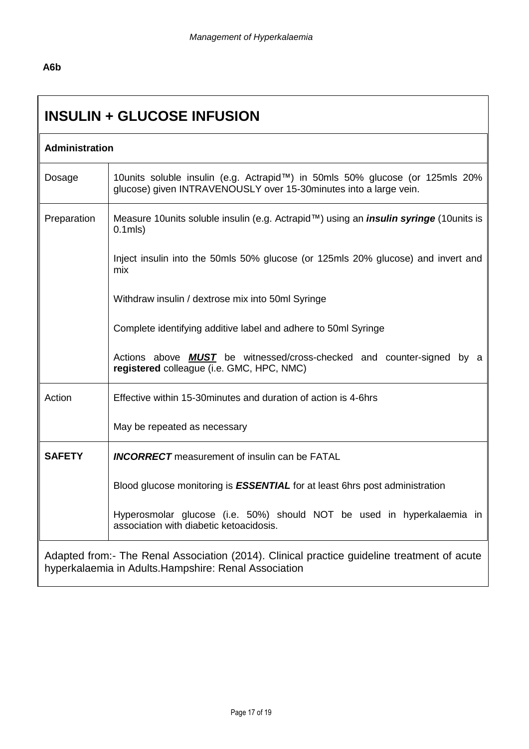A6b

## INSULIN + GLUCOSE INFUSION

| **Administration** | |
|---|---|
| Dosage | 10units soluble insulin (e.g. Actrapid™) in 50mls 50% glucose (or 125mls 20% glucose) given INTRAVENOUSLY over 15-30minutes into a large vein. |
| Preparation | Measure 10units soluble insulin (e.g. Actrapid™) using an ***insulin syringe*** (10units is 0.1mls)<br><br>Inject insulin into the 50mls 50% glucose (or 125mls 20% glucose) and invert and mix<br><br>Withdraw insulin / dextrose mix into 50ml Syringe<br><br>Complete identifying additive label and adhere to 50ml Syringe<br><br>Actions above <u>***MUST***</u> be witnessed/cross-checked and counter-signed by a **registered** colleague (i.e. GMC, HPC, NMC) |
| Action | Effective within 15-30minutes and duration of action is 4-6hrs<br><br>May be repeated as necessary |
| **SAFETY** | ***INCORRECT*** measurement of insulin can be FATAL<br><br>Blood glucose monitoring is ***ESSENTIAL*** for at least 6hrs post administration<br><br>Hyperosmolar glucose (i.e. 50%) should NOT be used in hyperkalaemia in association with diabetic ketoacidosis. |

Adapted from:- The Renal Association (2014). Clinical practice guideline treatment of acute hyperkalaemia in Adults.Hampshire: Renal Association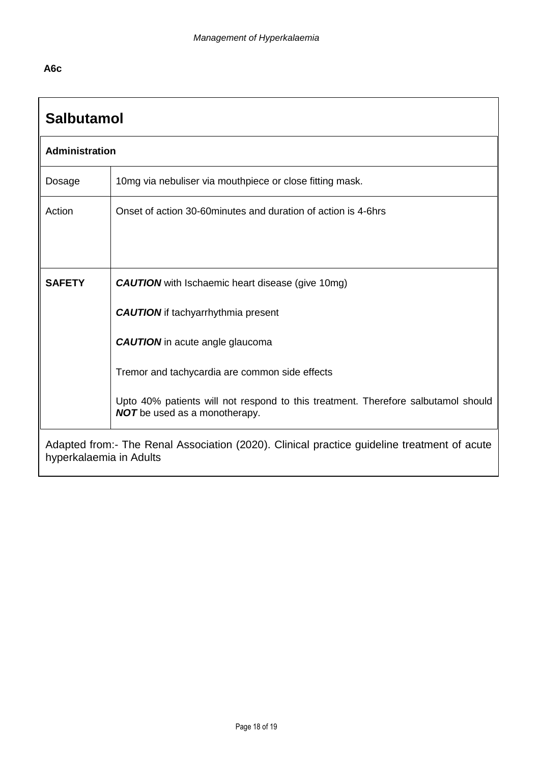A6c

## Salbutamol

| **Administration** | |
|---|---|
| Dosage | 10mg via nebuliser via mouthpiece or close fitting mask. |
| Action | Onset of action 30-60minutes and duration of action is 4-6hrs |
| **SAFETY** | ***CAUTION*** with Ischaemic heart disease (give 10mg)<br><br>***CAUTION*** if tachyarrhythmia present<br><br>***CAUTION*** in acute angle glaucoma<br><br>Tremor and tachycardia are common side effects<br><br>Upto 40% patients will not respond to this treatment. Therefore salbutamol should ***NOT*** be used as a monotherapy. |

Adapted from:- The Renal Association (2020). Clinical practice guideline treatment of acute hyperkalaemia in Adults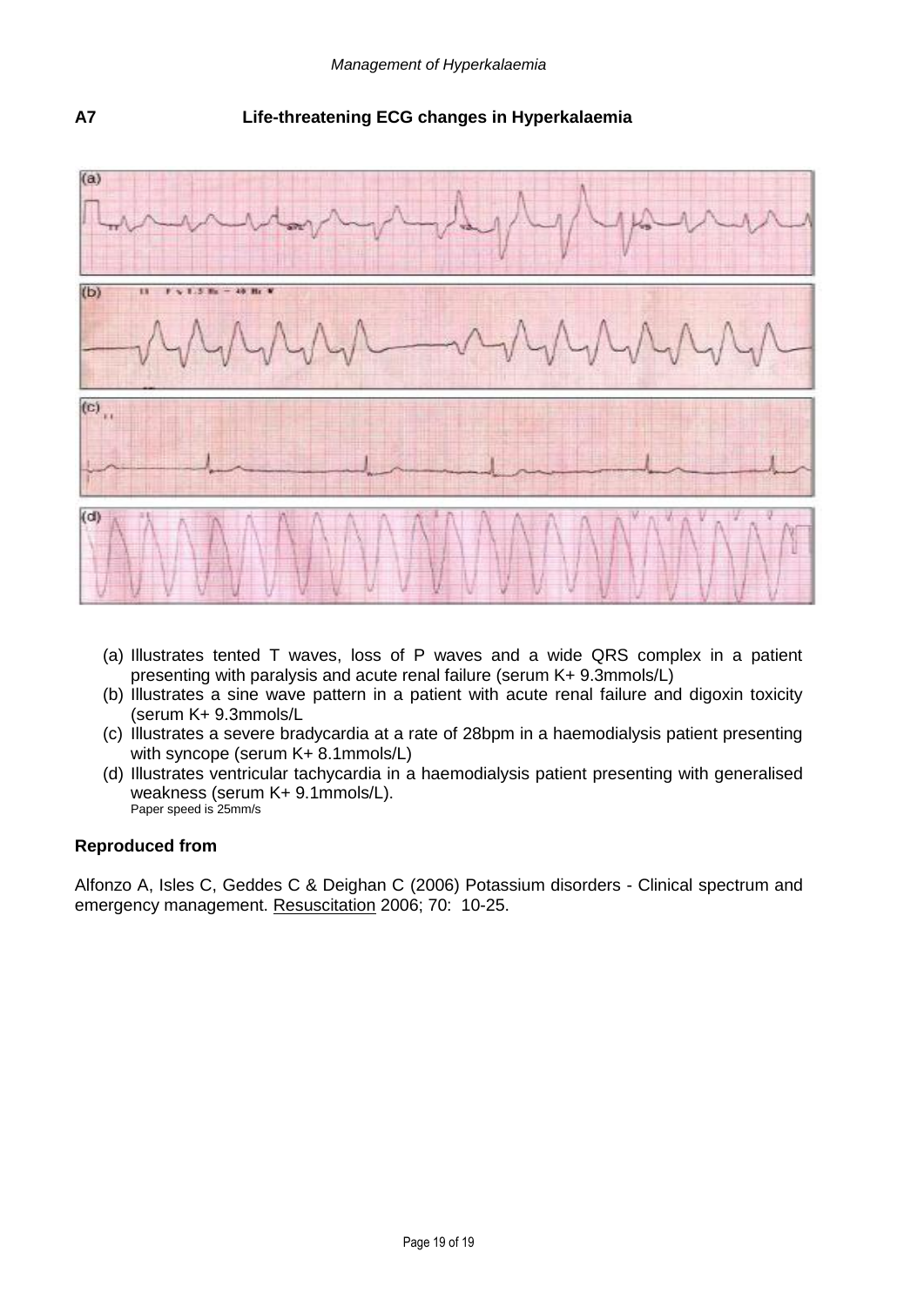## A7 Life-threatening ECG changes in Hyperkalaemia

(a)

(b)

(c)

(d)

(a) Illustrates tented T waves, loss of P waves and a wide QRS complex in a patient presenting with paralysis and acute renal failure (serum K+ 9.3mmols/L)
(b) Illustrates a sine wave pattern in a patient with acute renal failure and digoxin toxicity (serum K+ 9.3mmols/L
(c) Illustrates a severe bradycardia at a rate of 28bpm in a haemodialysis patient presenting with syncope (serum K+ 8.1mmols/L)
(d) Illustrates ventricular tachycardia in a haemodialysis patient presenting with generalised weakness (serum K+ 9.1mmols/L).

Paper speed is 25mm/s

**Reproduced from**

Alfonzo A, Isles C, Geddes C & Deighan C (2006) Potassium disorders - Clinical spectrum and emergency management. Resuscitation 2006; 70: 10-25.